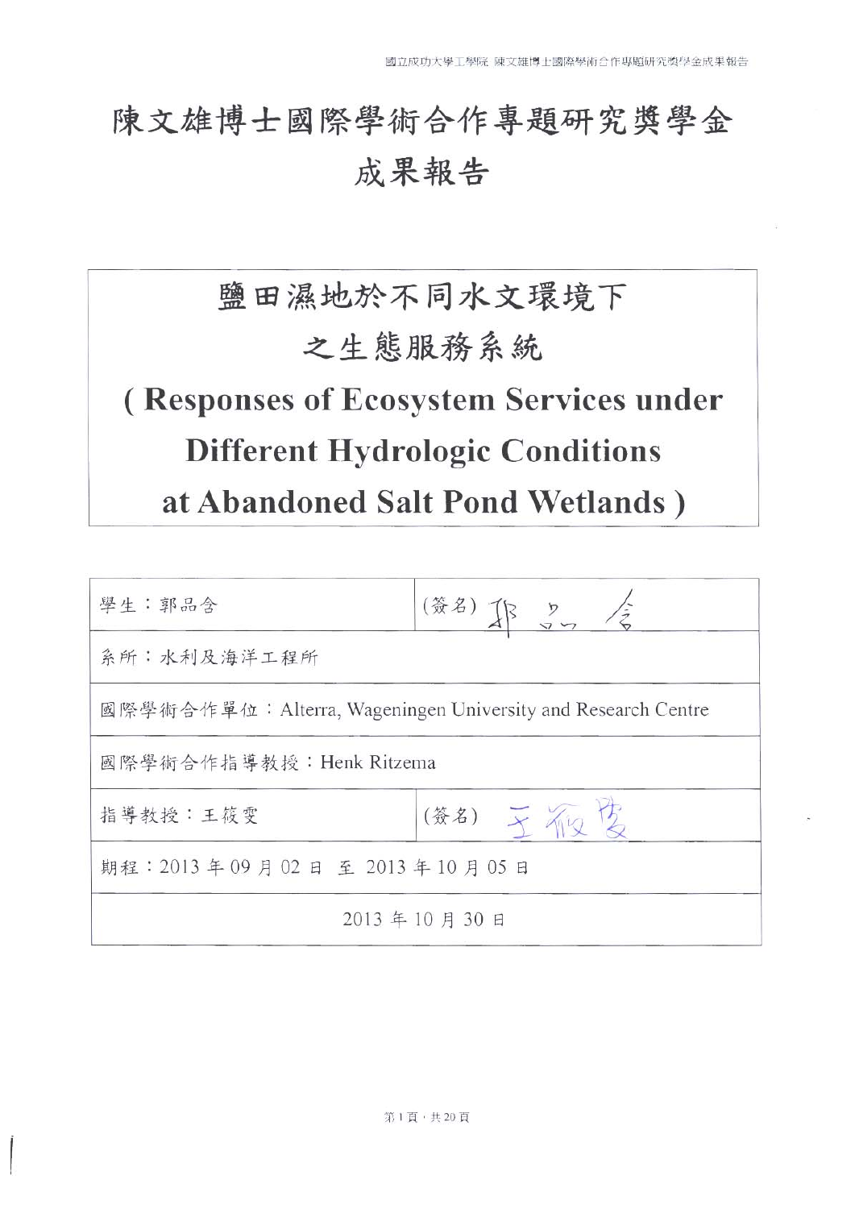# 陳文雄博士國際學術合作專題研究獎學金
# 成果報告

## 鹽田濕地於不同水文環境下之生態服務系統
## ( Responses of Ecosystem Services under Different Hydrologic Conditions at Abandoned Salt Pond Wetlands )

| 學生：郭品含 | (簽名) 郭品含 |
|---|---|
| 系所：水利及海洋工程所 | |
| 國際學術合作單位：Alterra, Wageningen University and Research Centre | |
| 國際學術合作指導教授：Henk Ritzema | |
| 指導教授：王筱雯 | (簽名) 王筱雯 |
| 期程：2013 年 09 月 02 日 至 2013 年 10 月 05 日 | |
| 2013 年 10 月 30 日 | |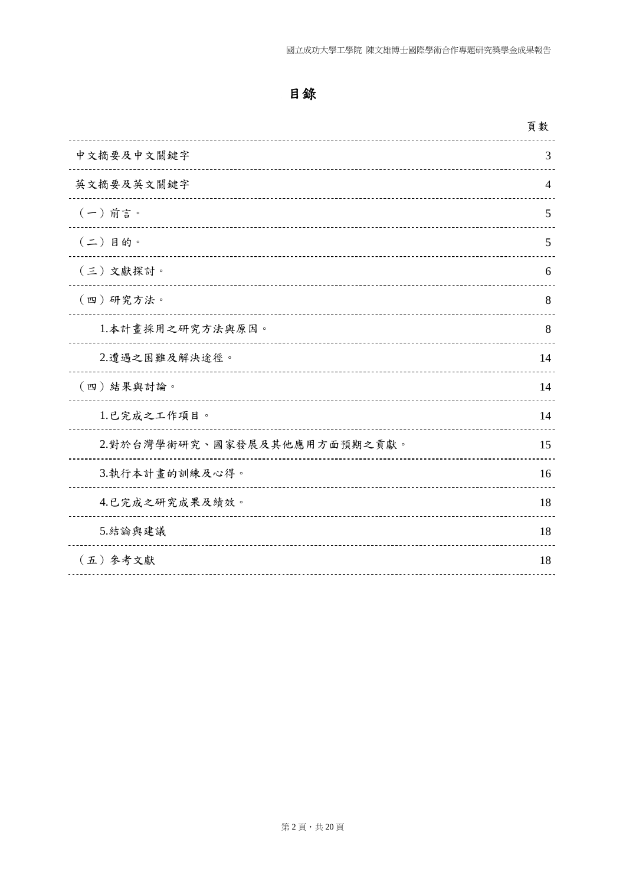# 目錄

| | 頁數 |
| --- | --- |
| 中文摘要及中文關鍵字 | 3 |
| 英文摘要及英文關鍵字 | 4 |
| （一）前言。 | 5 |
| （二）目的。 | 5 |
| （三）文獻探討。 | 6 |
| （四）研究方法。 | 8 |
| 1.本計畫採用之研究方法與原因。 | 8 |
| 2.遭遇之困難及解決途徑。 | 14 |
| （四）結果與討論。 | 14 |
| 1.已完成之工作項目。 | 14 |
| 2.對於台灣學術研究、國家發展及其他應用方面預期之貢獻。 | 15 |
| 3.執行本計畫的訓練及心得。 | 16 |
| 4.已完成之研究成果及績效。 | 18 |
| 5.結論與建議 | 18 |
| （五）參考文獻 | 18 |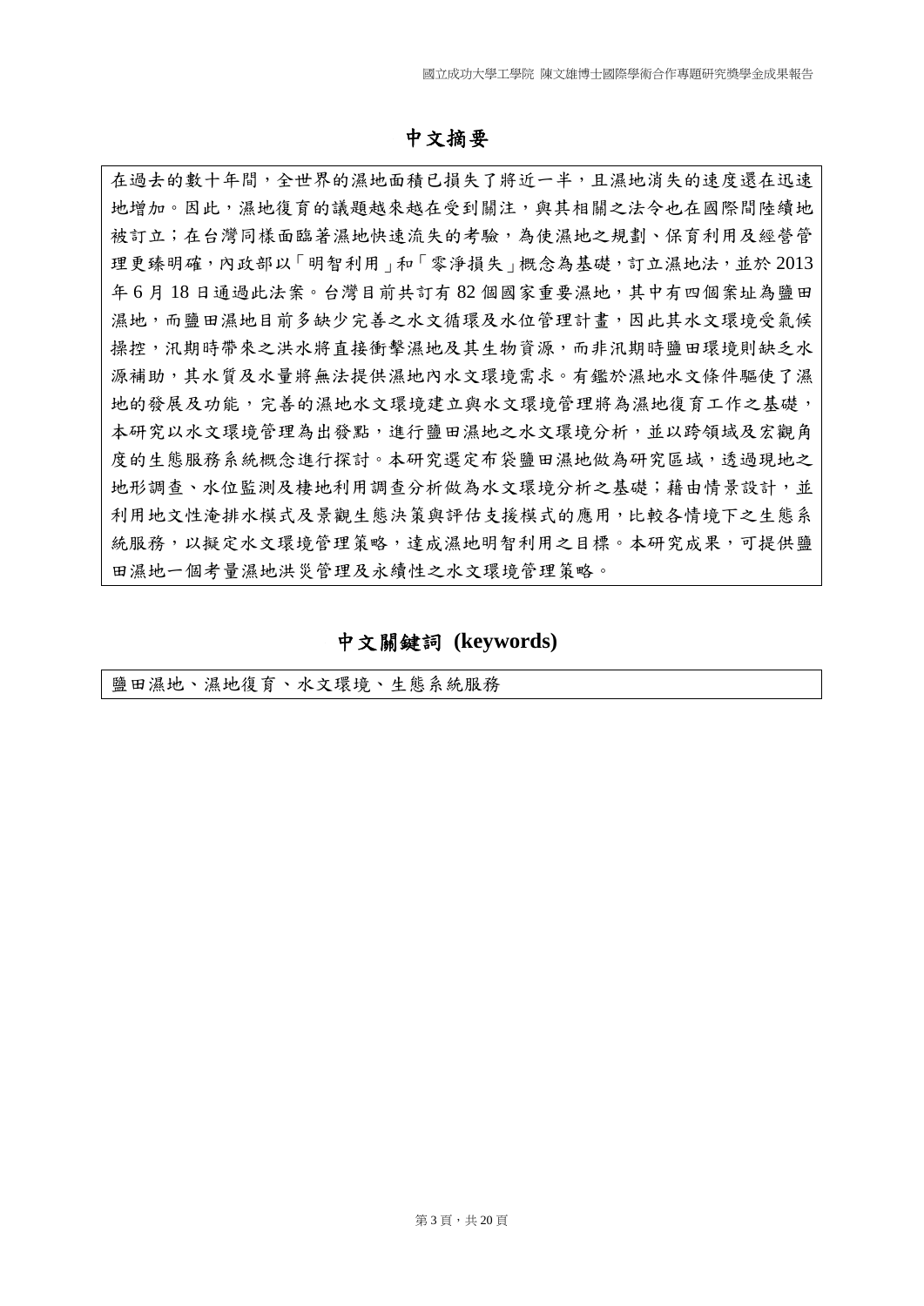# 中文摘要

在過去的數十年間，全世界的濕地面積已損失了將近一半，且濕地消失的速度還在迅速地增加。因此，濕地復育的議題越來越在受到關注，與其相關之法令也在國際間陸續地被訂立；在台灣同樣面臨著濕地快速流失的考驗，為使濕地之規劃、保育利用及經營管理更臻明確，內政部以「明智利用」和「零淨損失」概念為基礎，訂立濕地法，並於 2013 年 6 月 18 日通過此法案。台灣目前共訂有 82 個國家重要濕地，其中有四個案址為鹽田濕地，而鹽田濕地目前多缺少完善之水文循環及水位管理計畫，因此其水文環境受氣候操控，汛期時帶來之洪水將直接衝擊濕地及其生物資源，而非汛期時鹽田環境則缺乏水源補助，其水質及水量將無法提供濕地內水文環境需求。有鑑於濕地水文條件驅使了濕地的發展及功能，完善的濕地水文環境建立與水文環境管理將為濕地復育工作之基礎，本研究以水文環境管理為出發點，進行鹽田濕地之水文環境分析，並以跨領域及宏觀角度的生態服務系統概念進行探討。本研究選定布袋鹽田濕地做為研究區域，透過現地之地形調查、水位監測及棲地利用調查分析做為水文環境分析之基礎；藉由情景設計，並利用地文性淹排水模式及景觀生態決策與評估支援模式的應用，比較各情境下之生態系統服務，以擬定水文環境管理策略，達成濕地明智利用之目標。本研究成果，可提供鹽田濕地一個考量濕地洪災管理及永續性之水文環境管理策略。

# 中文關鍵詞 (keywords)

鹽田濕地、濕地復育、水文環境、生態系統服務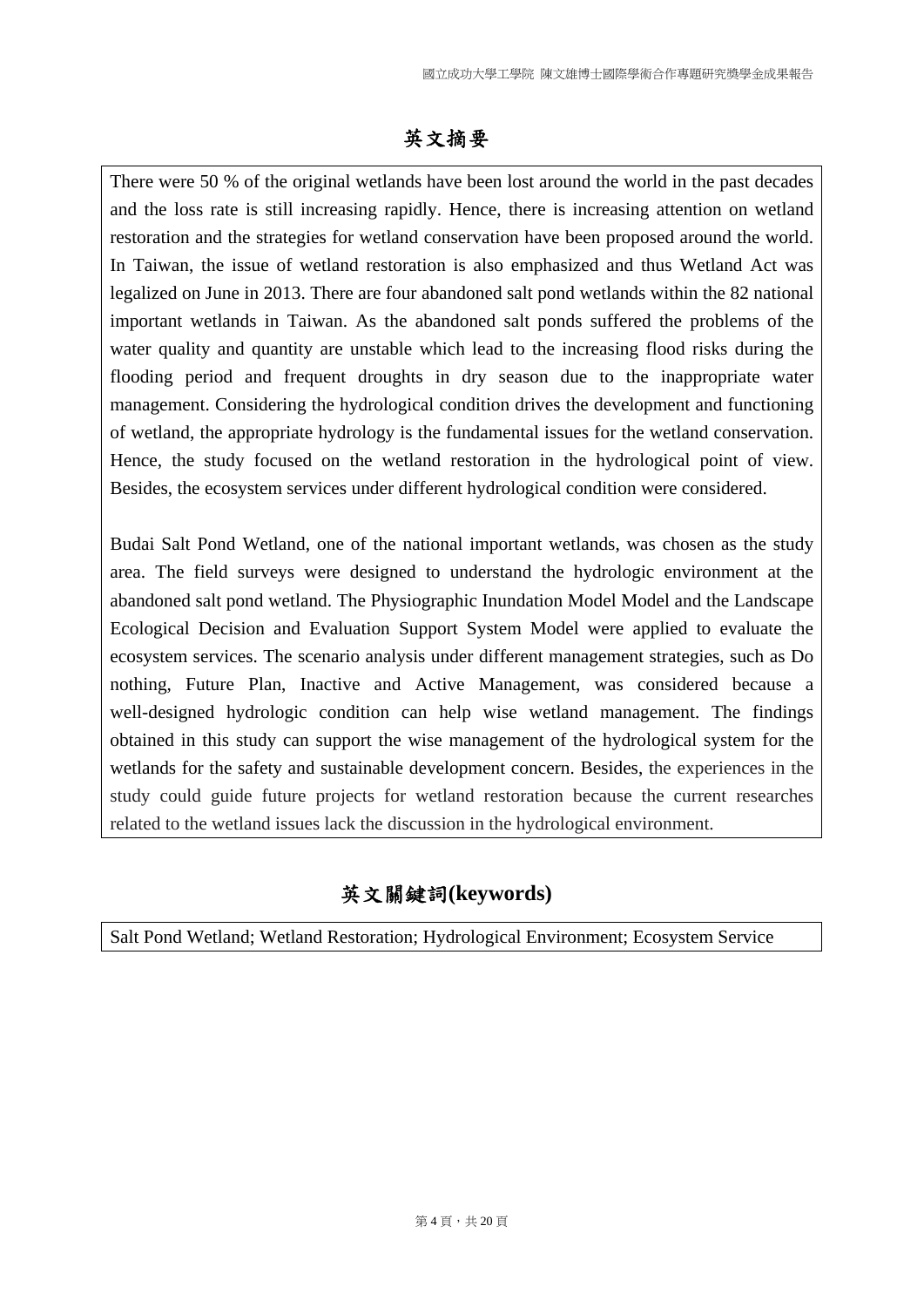# 英文摘要

There were 50 % of the original wetlands have been lost around the world in the past decades and the loss rate is still increasing rapidly. Hence, there is increasing attention on wetland restoration and the strategies for wetland conservation have been proposed around the world. In Taiwan, the issue of wetland restoration is also emphasized and thus Wetland Act was legalized on June in 2013. There are four abandoned salt pond wetlands within the 82 national important wetlands in Taiwan. As the abandoned salt ponds suffered the problems of the water quality and quantity are unstable which lead to the increasing flood risks during the flooding period and frequent droughts in dry season due to the inappropriate water management. Considering the hydrological condition drives the development and functioning of wetland, the appropriate hydrology is the fundamental issues for the wetland conservation. Hence, the study focused on the wetland restoration in the hydrological point of view. Besides, the ecosystem services under different hydrological condition were considered.

Budai Salt Pond Wetland, one of the national important wetlands, was chosen as the study area. The field surveys were designed to understand the hydrologic environment at the abandoned salt pond wetland. The Physiographic Inundation Model Model and the Landscape Ecological Decision and Evaluation Support System Model were applied to evaluate the ecosystem services. The scenario analysis under different management strategies, such as Do nothing, Future Plan, Inactive and Active Management, was considered because a well-designed hydrologic condition can help wise wetland management. The findings obtained in this study can support the wise management of the hydrological system for the wetlands for the safety and sustainable development concern. Besides, the experiences in the study could guide future projects for wetland restoration because the current researches related to the wetland issues lack the discussion in the hydrological environment.

# 英文關鍵詞(keywords)

Salt Pond Wetland; Wetland Restoration; Hydrological Environment; Ecosystem Service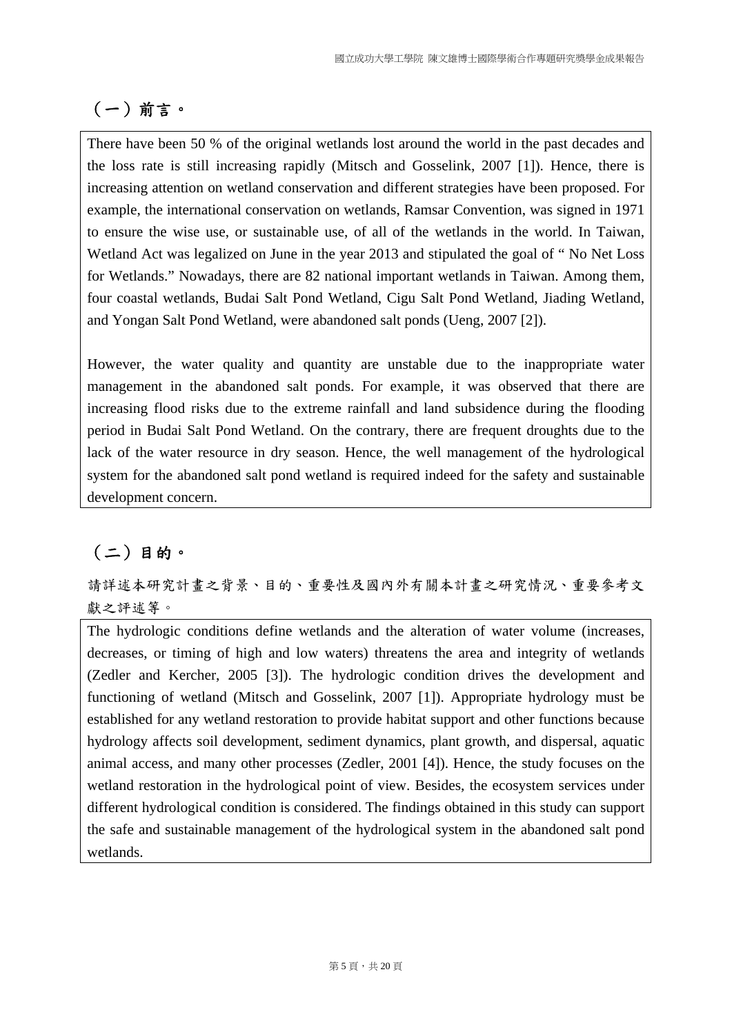## （一）前言。

There have been 50 % of the original wetlands lost around the world in the past decades and the loss rate is still increasing rapidly (Mitsch and Gosselink, 2007 [1]). Hence, there is increasing attention on wetland conservation and different strategies have been proposed. For example, the international conservation on wetlands, Ramsar Convention, was signed in 1971 to ensure the wise use, or sustainable use, of all of the wetlands in the world. In Taiwan, Wetland Act was legalized on June in the year 2013 and stipulated the goal of " No Net Loss for Wetlands." Nowadays, there are 82 national important wetlands in Taiwan. Among them, four coastal wetlands, Budai Salt Pond Wetland, Cigu Salt Pond Wetland, Jiading Wetland, and Yongan Salt Pond Wetland, were abandoned salt ponds (Ueng, 2007 [2]).

However, the water quality and quantity are unstable due to the inappropriate water management in the abandoned salt ponds. For example, it was observed that there are increasing flood risks due to the extreme rainfall and land subsidence during the flooding period in Budai Salt Pond Wetland. On the contrary, there are frequent droughts due to the lack of the water resource in dry season. Hence, the well management of the hydrological system for the abandoned salt pond wetland is required indeed for the safety and sustainable development concern.

## （二）目的。

請詳述本研究計畫之背景、目的、重要性及國內外有關本計畫之研究情況、重要參考文獻之評述等。

The hydrologic conditions define wetlands and the alteration of water volume (increases, decreases, or timing of high and low waters) threatens the area and integrity of wetlands (Zedler and Kercher, 2005 [3]). The hydrologic condition drives the development and functioning of wetland (Mitsch and Gosselink, 2007 [1]). Appropriate hydrology must be established for any wetland restoration to provide habitat support and other functions because hydrology affects soil development, sediment dynamics, plant growth, and dispersal, aquatic animal access, and many other processes (Zedler, 2001 [4]). Hence, the study focuses on the wetland restoration in the hydrological point of view. Besides, the ecosystem services under different hydrological condition is considered. The findings obtained in this study can support the safe and sustainable management of the hydrological system in the abandoned salt pond wetlands.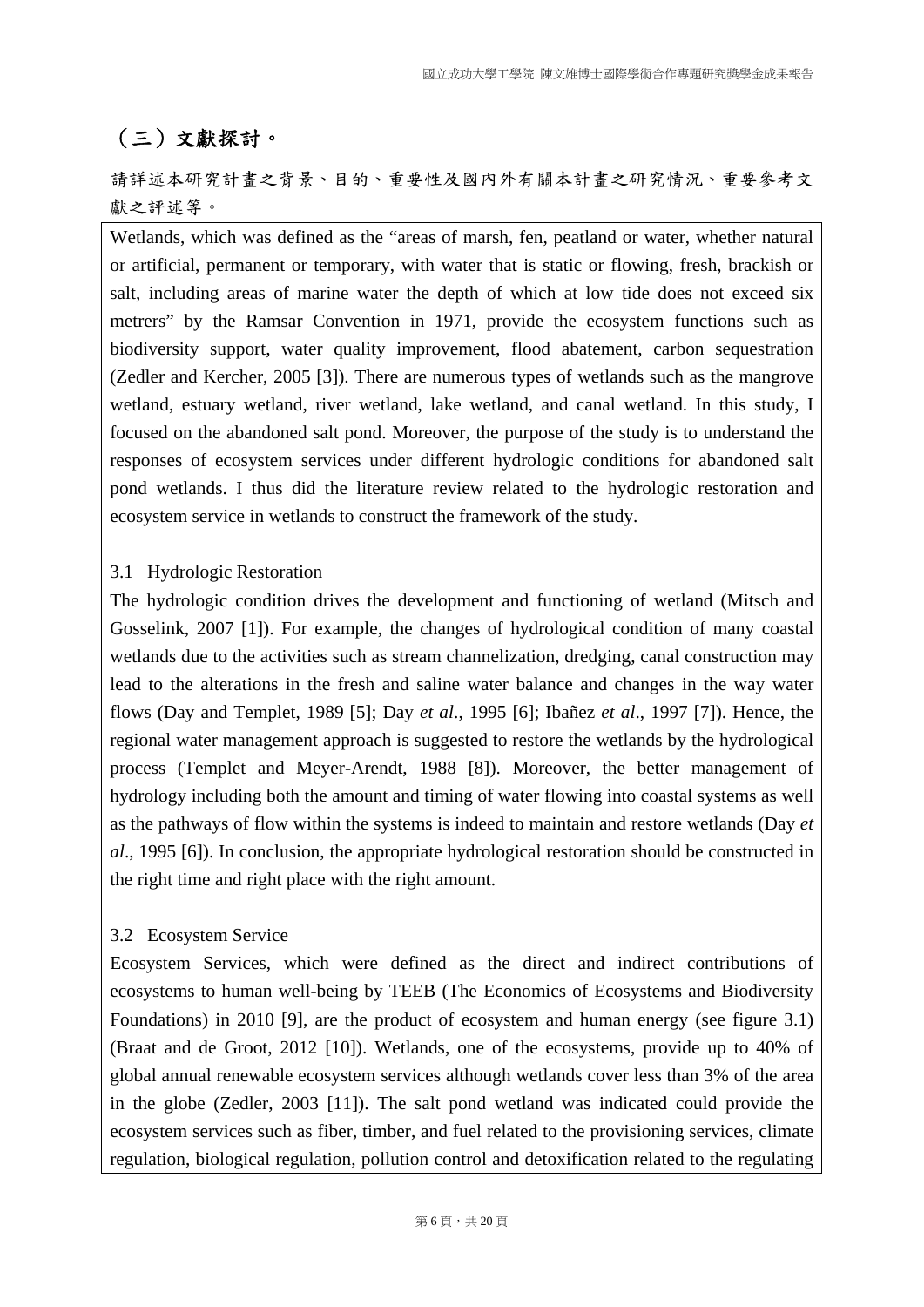# （三）文獻探討。

請詳述本研究計畫之背景、目的、重要性及國內外有關本計畫之研究情況、重要參考文獻之評述等。

Wetlands, which was defined as the "areas of marsh, fen, peatland or water, whether natural or artificial, permanent or temporary, with water that is static or flowing, fresh, brackish or salt, including areas of marine water the depth of which at low tide does not exceed six metres" by the Ramsar Convention in 1971, provide the ecosystem functions such as biodiversity support, water quality improvement, flood abatement, carbon sequestration (Zedler and Kercher, 2005 [3]). There are numerous types of wetlands such as the mangrove wetland, estuary wetland, river wetland, lake wetland, and canal wetland. In this study, I focused on the abandoned salt pond. Moreover, the purpose of the study is to understand the responses of ecosystem services under different hydrologic conditions for abandoned salt pond wetlands. I thus did the literature review related to the hydrologic restoration and ecosystem service in wetlands to construct the framework of the study.

3.1 Hydrologic Restoration

The hydrologic condition drives the development and functioning of wetland (Mitsch and Gosselink, 2007 [1]). For example, the changes of hydrological condition of many coastal wetlands due to the activities such as stream channelization, dredging, canal construction may lead to the alterations in the fresh and saline water balance and changes in the way water flows (Day and Templet, 1989 [5]; Day *et al*., 1995 [6]; Ibañez *et al*., 1997 [7]). Hence, the regional water management approach is suggested to restore the wetlands by the hydrological process (Templet and Meyer-Arendt, 1988 [8]). Moreover, the better management of hydrology including both the amount and timing of water flowing into coastal systems as well as the pathways of flow within the systems is indeed to maintain and restore wetlands (Day *et al*., 1995 [6]). In conclusion, the appropriate hydrological restoration should be constructed in the right time and right place with the right amount.

3.2 Ecosystem Service

Ecosystem Services, which were defined as the direct and indirect contributions of ecosystems to human well-being by TEEB (The Economics of Ecosystems and Biodiversity Foundations) in 2010 [9], are the product of ecosystem and human energy (see figure 3.1) (Braat and de Groot, 2012 [10]). Wetlands, one of the ecosystems, provide up to 40% of global annual renewable ecosystem services although wetlands cover less than 3% of the area in the globe (Zedler, 2003 [11]). The salt pond wetland was indicated could provide the ecosystem services such as fiber, timber, and fuel related to the provisioning services, climate regulation, biological regulation, pollution control and detoxification related to the regulating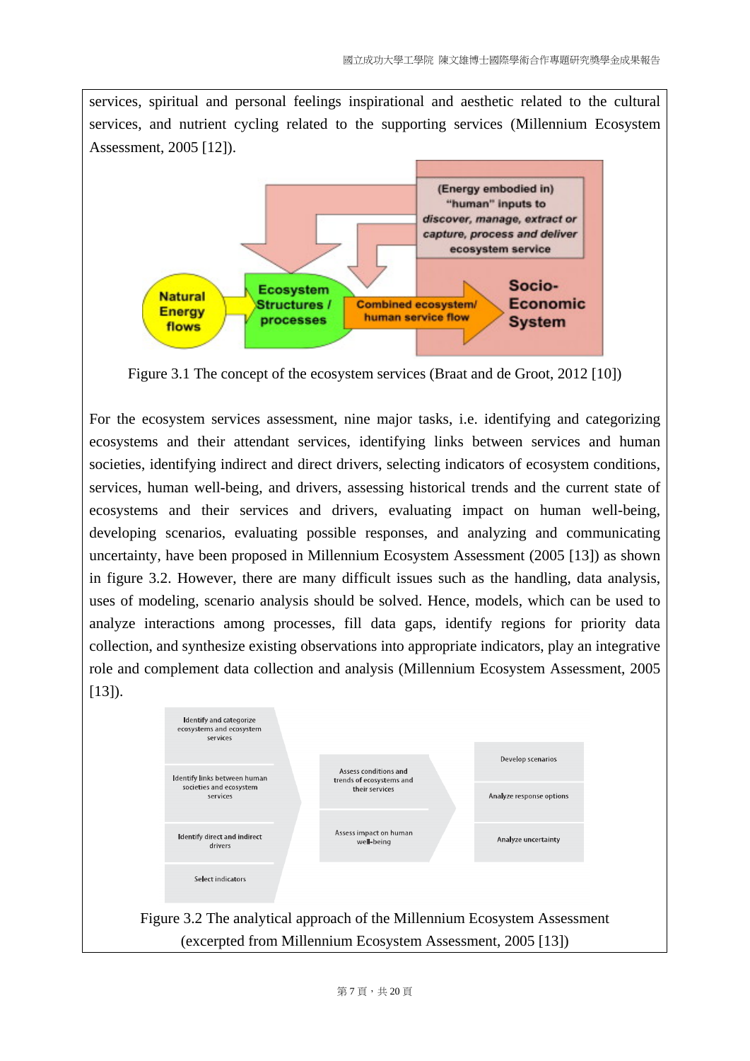services, spiritual and personal feelings inspirational and aesthetic related to the cultural services, and nutrient cycling related to the supporting services (Millennium Ecosystem Assessment, 2005 [12]).

Figure 3.1 The concept of the ecosystem services (Braat and de Groot, 2012 [10])

For the ecosystem services assessment, nine major tasks, i.e. identifying and categorizing ecosystems and their attendant services, identifying links between services and human societies, identifying indirect and direct drivers, selecting indicators of ecosystem conditions, services, human well-being, and drivers, assessing historical trends and the current state of ecosystems and their services and drivers, evaluating impact on human well-being, developing scenarios, evaluating possible responses, and analyzing and communicating uncertainty, have been proposed in Millennium Ecosystem Assessment (2005 [13]) as shown in figure 3.2. However, there are many difficult issues such as the handling, data analysis, uses of modeling, scenario analysis should be solved. Hence, models, which can be used to analyze interactions among processes, fill data gaps, identify regions for priority data collection, and synthesize existing observations into appropriate indicators, play an integrative role and complement data collection and analysis (Millennium Ecosystem Assessment, 2005 [13]).

Figure 3.2 The analytical approach of the Millennium Ecosystem Assessment (excerpted from Millennium Ecosystem Assessment, 2005 [13])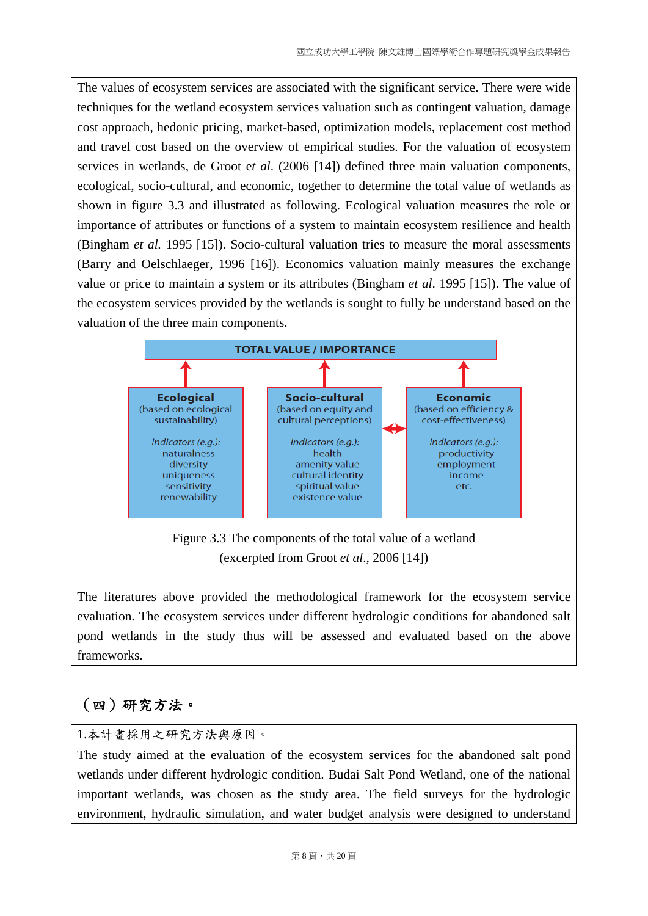The values of ecosystem services are associated with the significant service. There were wide techniques for the wetland ecosystem services valuation such as contingent valuation, damage cost approach, hedonic pricing, market-based, optimization models, replacement cost method and travel cost based on the overview of empirical studies. For the valuation of ecosystem services in wetlands, de Groot et *al*. (2006 [14]) defined three main valuation components, ecological, socio-cultural, and economic, together to determine the total value of wetlands as shown in figure 3.3 and illustrated as following. Ecological valuation measures the role or importance of attributes or functions of a system to maintain ecosystem resilience and health (Bingham *et al.* 1995 [15]). Socio-cultural valuation tries to measure the moral assessments (Barry and Oelschlaeger, 1996 [16]). Economics valuation mainly measures the exchange value or price to maintain a system or its attributes (Bingham *et al*. 1995 [15]). The value of the ecosystem services provided by the wetlands is sought to fully be understand based on the valuation of the three main components.

**TOTAL VALUE / IMPORTANCE**

| **Ecological** (based on ecological sustainability) | **Socio-cultural** (based on equity and cultural perceptions) | **Economic** (based on efficiency & cost-effectiveness) |
|---|---|---|
| *Indicators (e.g.):* - naturalness - diversity - uniqueness - sensitivity - renewability | *Indicators (e.g.):* - health - amenity value - cultural identity - spiritual value - existence value | *Indicators (e.g.):* - productivity - employment - income etc. |

Figure 3.3 The components of the total value of a wetland (excerpted from Groot *et al*., 2006 [14])

The literatures above provided the methodological framework for the ecosystem service evaluation. The ecosystem services under different hydrologic conditions for abandoned salt pond wetlands in the study thus will be assessed and evaluated based on the above frameworks.

## （四）研究方法。

1.本計畫採用之研究方法與原因。

The study aimed at the evaluation of the ecosystem services for the abandoned salt pond wetlands under different hydrologic condition. Budai Salt Pond Wetland, one of the national important wetlands, was chosen as the study area. The field surveys for the hydrologic environment, hydraulic simulation, and water budget analysis were designed to understand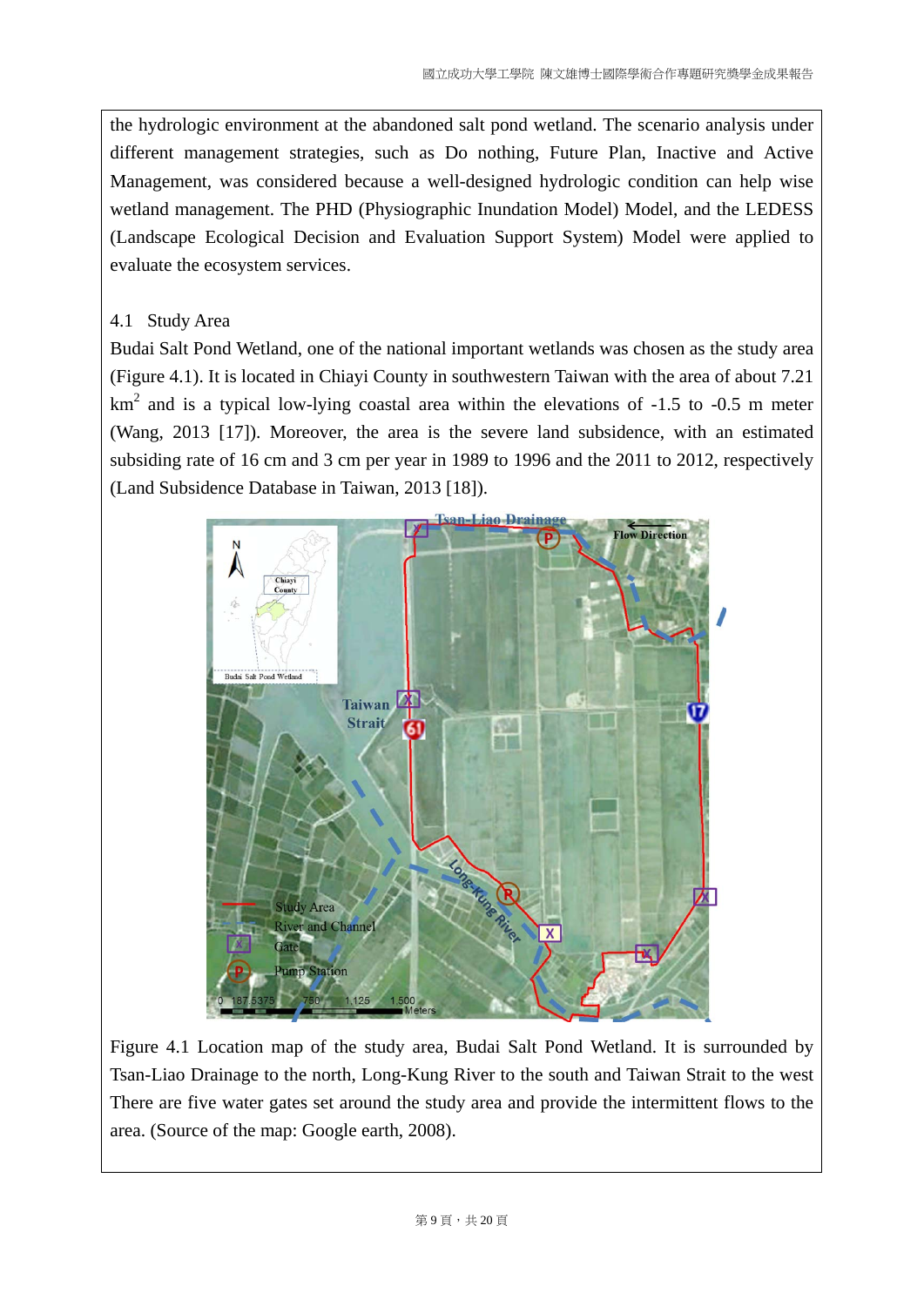the hydrologic environment at the abandoned salt pond wetland. The scenario analysis under different management strategies, such as Do nothing, Future Plan, Inactive and Active Management, was considered because a well-designed hydrologic condition can help wise wetland management. The PHD (Physiographic Inundation Model) Model, and the LEDESS (Landscape Ecological Decision and Evaluation Support System) Model were applied to evaluate the ecosystem services.

## 4.1 Study Area

Budai Salt Pond Wetland, one of the national important wetlands was chosen as the study area (Figure 4.1). It is located in Chiayi County in southwestern Taiwan with the area of about 7.21 $km^2$ and is a typical low-lying coastal area within the elevations of -1.5 to -0.5 m meter (Wang, 2013 [17]). Moreover, the area is the severe land subsidence, with an estimated subsiding rate of 16 cm and 3 cm per year in 1989 to 1996 and the 2011 to 2012, respectively (Land Subsidence Database in Taiwan, 2013 [18]).

Figure 4.1 Location map of the study area, Budai Salt Pond Wetland. It is surrounded by Tsan-Liao Drainage to the north, Long-Kung River to the south and Taiwan Strait to the west There are five water gates set around the study area and provide the intermittent flows to the area. (Source of the map: Google earth, 2008).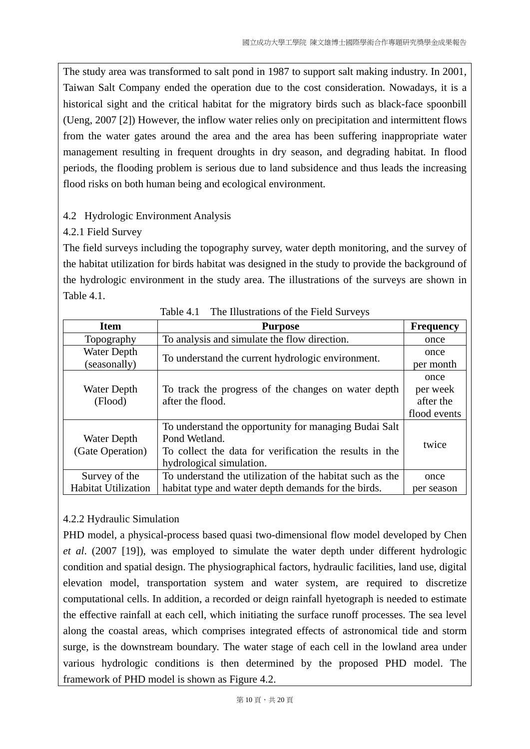The study area was transformed to salt pond in 1987 to support salt making industry. In 2001, Taiwan Salt Company ended the operation due to the cost consideration. Nowadays, it is a historical sight and the critical habitat for the migratory birds such as black-face spoonbill (Ueng, 2007 [2]) However, the inflow water relies only on precipitation and intermittent flows from the water gates around the area and the area has been suffering inappropriate water management resulting in frequent droughts in dry season, and degrading habitat. In flood periods, the flooding problem is serious due to land subsidence and thus leads the increasing flood risks on both human being and ecological environment.

### 4.2 Hydrologic Environment Analysis

#### 4.2.1 Field Survey

The field surveys including the topography survey, water depth monitoring, and the survey of the habitat utilization for birds habitat was designed in the study to provide the background of the hydrologic environment in the study area. The illustrations of the surveys are shown in Table 4.1.

Table 4.1 The Illustrations of the Field Surveys

| Item | Purpose | Frequency |
|---|---|---|
| Topography | To analysis and simulate the flow direction. | once |
| Water Depth (seasonally) | To understand the current hydrologic environment. | once per month |
| Water Depth (Flood) | To track the progress of the changes on water depth after the flood. | once per week after the flood events |
| Water Depth (Gate Operation) | To understand the opportunity for managing Budai Salt Pond Wetland. To collect the data for verification the results in the hydrological simulation. | twice |
| Survey of the Habitat Utilization | To understand the utilization of the habitat such as the habitat type and water depth demands for the birds. | once per season |

#### 4.2.2 Hydraulic Simulation

PHD model, a physical-process based quasi two-dimensional flow model developed by Chen *et al*. (2007 [19]), was employed to simulate the water depth under different hydrologic condition and spatial design. The physiographical factors, hydraulic facilities, land use, digital elevation model, transportation system and water system, are required to discretize computational cells. In addition, a recorded or deign rainfall hyetograph is needed to estimate the effective rainfall at each cell, which initiating the surface runoff processes. The sea level along the coastal areas, which comprises integrated effects of astronomical tide and storm surge, is the downstream boundary. The water stage of each cell in the lowland area under various hydrologic conditions is then determined by the proposed PHD model. The framework of PHD model is shown as Figure 4.2.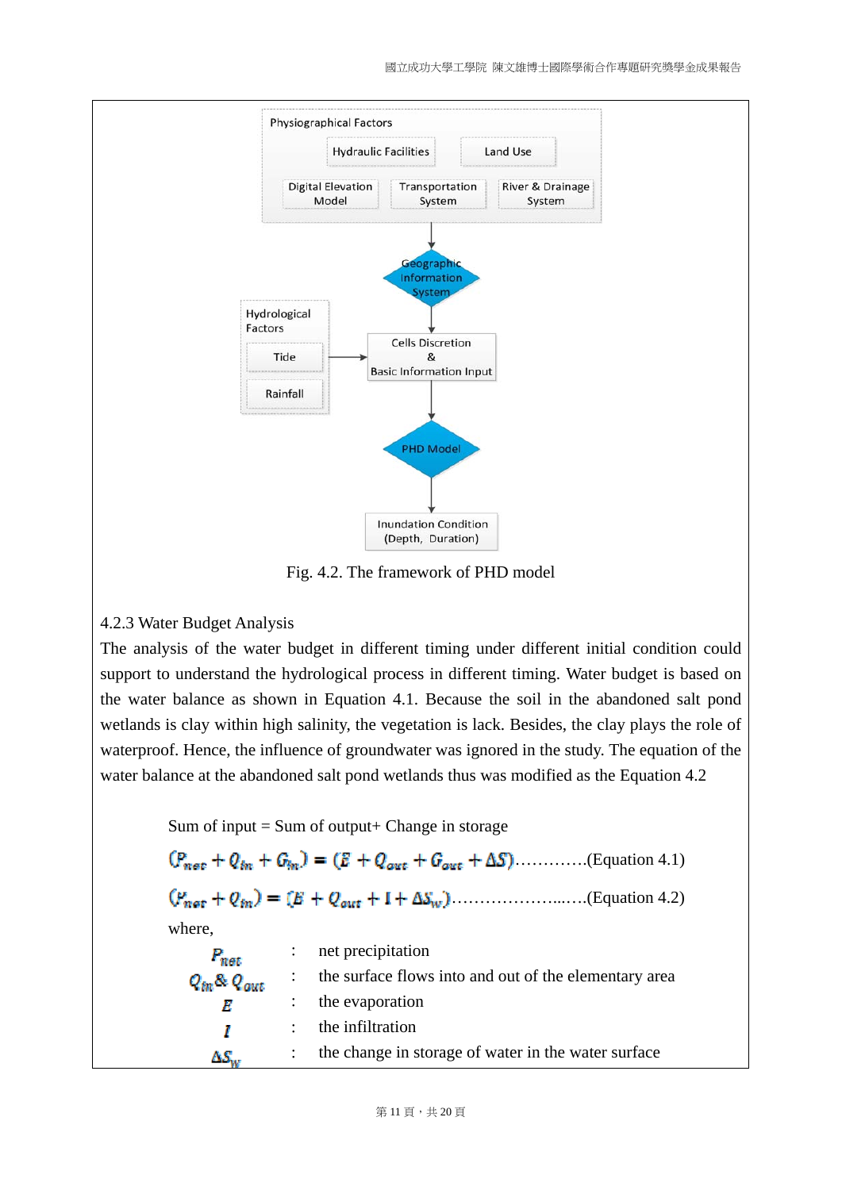Physiographical Factors

Hydraulic Facilities | Land Use

Digital Elevation Model | Transportation System | River & Drainage System

Geographic Information System

Hydrological Factors: Tide, Rainfall

Cells Discretion & Basic Information Input

PHD Model

Inundation Condition (Depth, Duration)

Fig. 4.2. The framework of PHD model

### 4.2.3 Water Budget Analysis

The analysis of the water budget in different timing under different initial condition could support to understand the hydrological process in different timing. Water budget is based on the water balance as shown in Equation 4.1. Because the soil in the abandoned salt pond wetlands is clay within high salinity, the vegetation is lack. Besides, the clay plays the role of waterproof. Hence, the influence of groundwater was ignored in the study. The equation of the water balance at the abandoned salt pond wetlands thus was modified as the Equation 4.2

Sum of input = Sum of output+ Change in storage

$(P_{net} + Q_{in} + G_{in}) = (E + Q_{out} + G_{out} + \Delta S)$…………(Equation 4.1)

$(P_{net} + Q_{in}) = (E + Q_{out} + I + \Delta S_w)$…………………..….(Equation 4.2)

where,

| | | |
|---|---|---|
| $P_{net}$ | : | net precipitation |
| $Q_{in}$ & $Q_{out}$ | : | the surface flows into and out of the elementary area |
| $E$ | : | the evaporation |
| $I$ | : | the infiltration |
| $\Delta S_w$ | : | the change in storage of water in the water surface |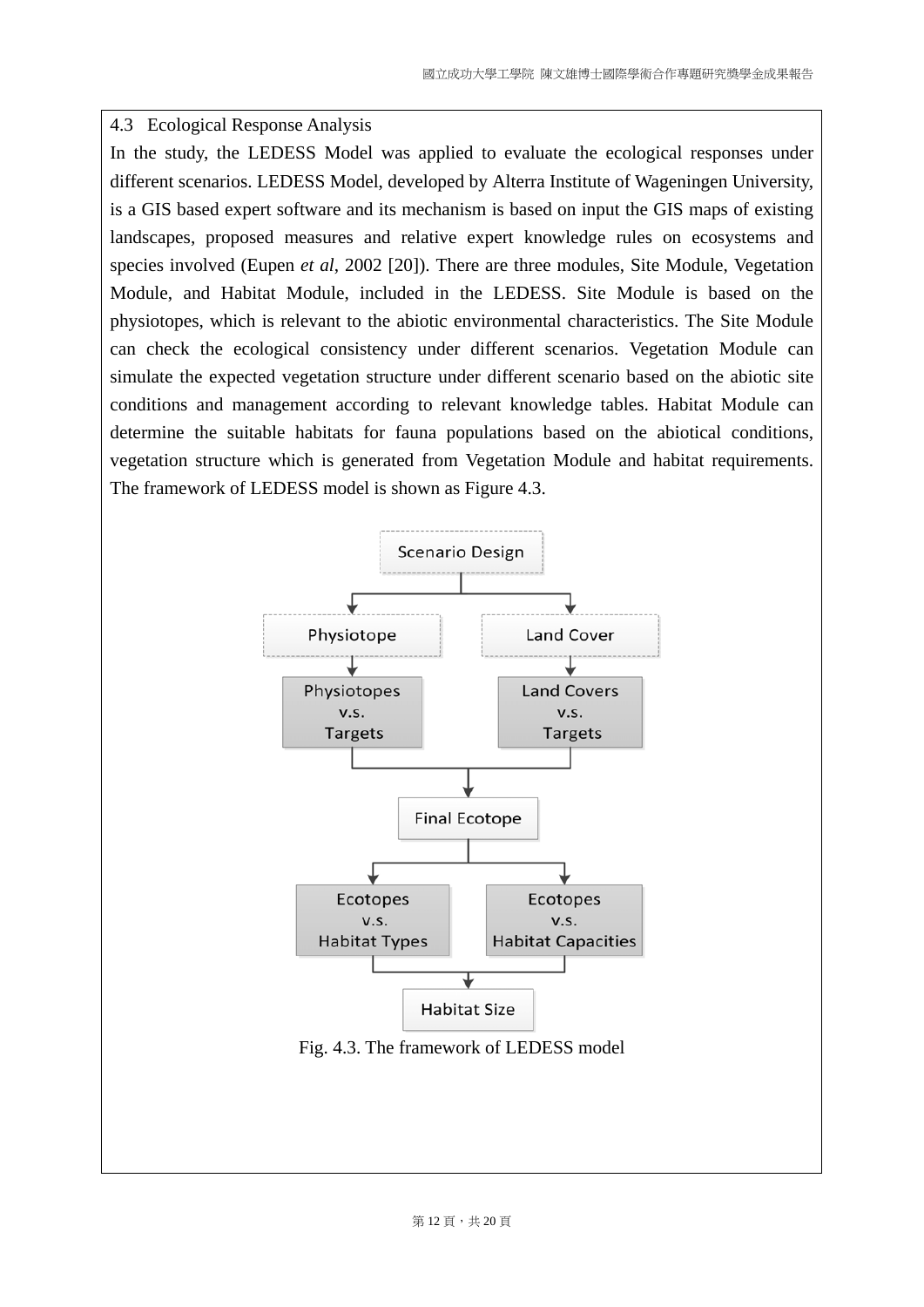### 4.3 Ecological Response Analysis

In the study, the LEDESS Model was applied to evaluate the ecological responses under different scenarios. LEDESS Model, developed by Alterra Institute of Wageningen University, is a GIS based expert software and its mechanism is based on input the GIS maps of existing landscapes, proposed measures and relative expert knowledge rules on ecosystems and species involved (Eupen *et al*, 2002 [20]). There are three modules, Site Module, Vegetation Module, and Habitat Module, included in the LEDESS. Site Module is based on the physiotopes, which is relevant to the abiotic environmental characteristics. The Site Module can check the ecological consistency under different scenarios. Vegetation Module can simulate the expected vegetation structure under different scenario based on the abiotic site conditions and management according to relevant knowledge tables. Habitat Module can determine the suitable habitats for fauna populations based on the abiotical conditions, vegetation structure which is generated from Vegetation Module and habitat requirements. The framework of LEDESS model is shown as Figure 4.3.

Scenario Design → Physiotope → Physiotopes v.s. Targets

Scenario Design → Land Cover → Land Covers v.s. Targets

Physiotopes v.s. Targets + Land Covers v.s. Targets → Final Ecotope

Final Ecotope → Ecotopes v.s. Habitat Types

Final Ecotope → Ecotopes v.s. Habitat Capacities

Ecotopes v.s. Habitat Types + Ecotopes v.s. Habitat Capacities → Habitat Size

Fig. 4.3. The framework of LEDESS model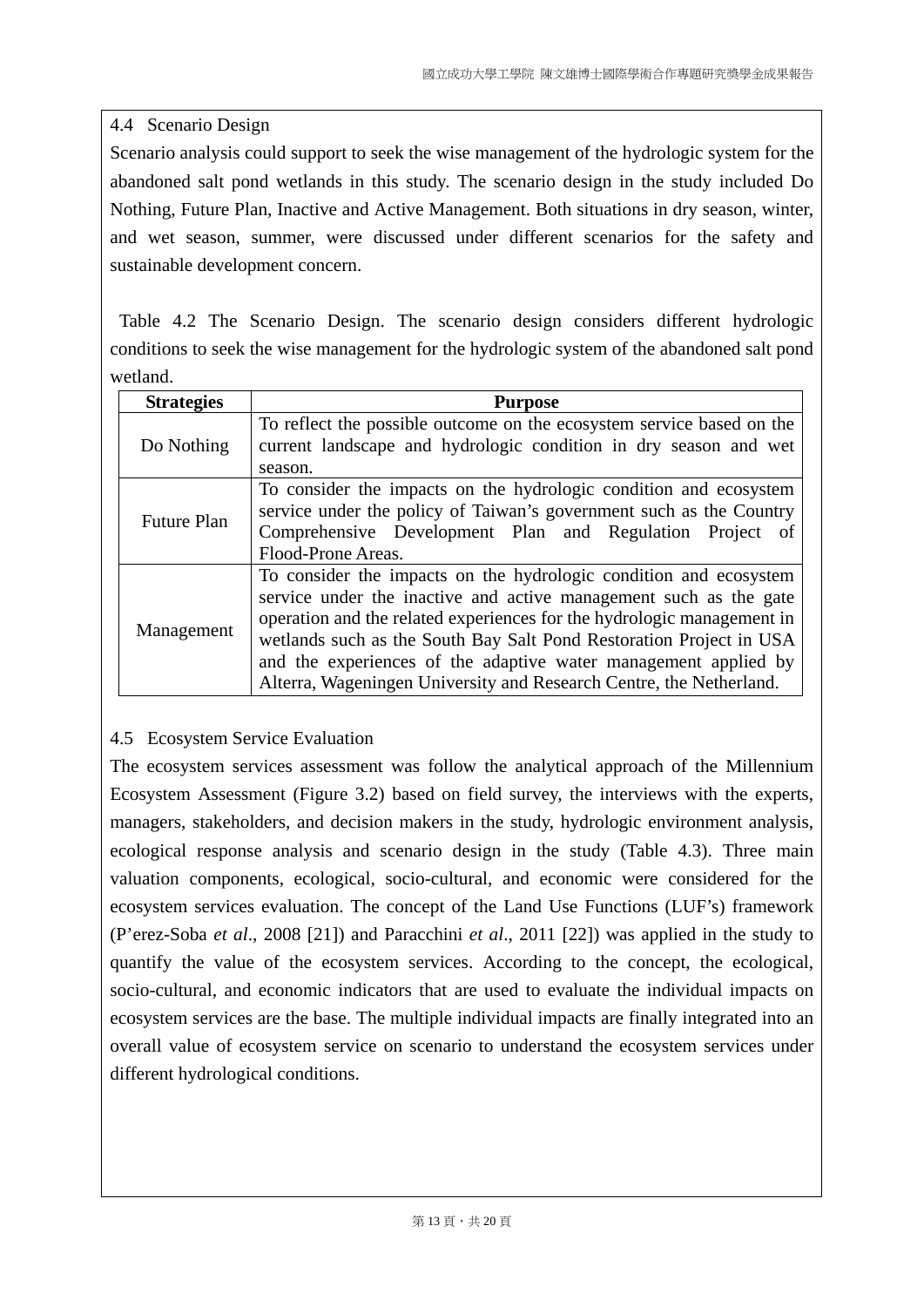### 4.4 Scenario Design

Scenario analysis could support to seek the wise management of the hydrologic system for the abandoned salt pond wetlands in this study. The scenario design in the study included Do Nothing, Future Plan, Inactive and Active Management. Both situations in dry season, winter, and wet season, summer, were discussed under different scenarios for the safety and sustainable development concern.

Table 4.2 The Scenario Design. The scenario design considers different hydrologic conditions to seek the wise management for the hydrologic system of the abandoned salt pond wetland.

| **Strategies** | **Purpose** |
|---|---|
| Do Nothing | To reflect the possible outcome on the ecosystem service based on the current landscape and hydrologic condition in dry season and wet season. |
| Future Plan | To consider the impacts on the hydrologic condition and ecosystem service under the policy of Taiwan's government such as the Country Comprehensive Development Plan and Regulation Project of Flood-Prone Areas. |
| Management | To consider the impacts on the hydrologic condition and ecosystem service under the inactive and active management such as the gate operation and the related experiences for the hydrologic management in wetlands such as the South Bay Salt Pond Restoration Project in USA and the experiences of the adaptive water management applied by Alterra, Wageningen University and Research Centre, the Netherland. |

### 4.5 Ecosystem Service Evaluation

The ecosystem services assessment was follow the analytical approach of the Millennium Ecosystem Assessment (Figure 3.2) based on field survey, the interviews with the experts, managers, stakeholders, and decision makers in the study, hydrologic environment analysis, ecological response analysis and scenario design in the study (Table 4.3). Three main valuation components, ecological, socio-cultural, and economic were considered for the ecosystem services evaluation. The concept of the Land Use Functions (LUF's) framework (P'erez-Soba *et al*., 2008 [21]) and Paracchini *et al*., 2011 [22]) was applied in the study to quantify the value of the ecosystem services. According to the concept, the ecological, socio-cultural, and economic indicators that are used to evaluate the individual impacts on ecosystem services are the base. The multiple individual impacts are finally integrated into an overall value of ecosystem service on scenario to understand the ecosystem services under different hydrological conditions.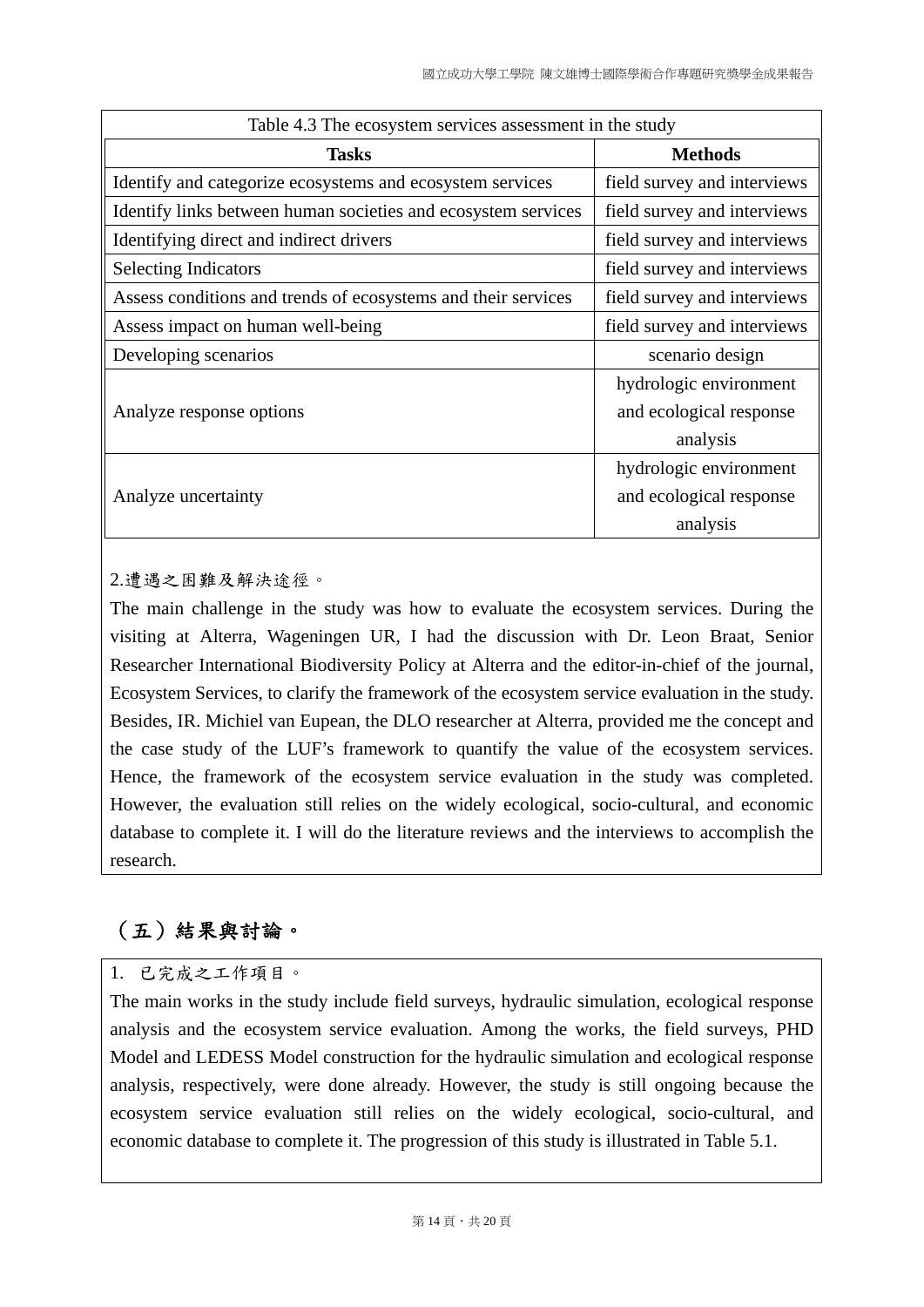Table 4.3 The ecosystem services assessment in the study

| Tasks | Methods |
|---|---|
| Identify and categorize ecosystems and ecosystem services | field survey and interviews |
| Identify links between human societies and ecosystem services | field survey and interviews |
| Identifying direct and indirect drivers | field survey and interviews |
| Selecting Indicators | field survey and interviews |
| Assess conditions and trends of ecosystems and their services | field survey and interviews |
| Assess impact on human well-being | field survey and interviews |
| Developing scenarios | scenario design |
| Analyze response options | hydrologic environment and ecological response analysis |
| Analyze uncertainty | hydrologic environment and ecological response analysis |

2.遭遇之困難及解決途徑。

The main challenge in the study was how to evaluate the ecosystem services. During the visiting at Alterra, Wageningen UR, I had the discussion with Dr. Leon Braat, Senior Researcher International Biodiversity Policy at Alterra and the editor-in-chief of the journal, Ecosystem Services, to clarify the framework of the ecosystem service evaluation in the study. Besides, IR. Michiel van Eupean, the DLO researcher at Alterra, provided me the concept and the case study of the LUF's framework to quantify the value of the ecosystem services. Hence, the framework of the ecosystem service evaluation in the study was completed. However, the evaluation still relies on the widely ecological, socio-cultural, and economic database to complete it. I will do the literature reviews and the interviews to accomplish the research.

## （五）結果與討論。

1. 已完成之工作項目。

The main works in the study include field surveys, hydraulic simulation, ecological response analysis and the ecosystem service evaluation. Among the works, the field surveys, PHD Model and LEDESS Model construction for the hydraulic simulation and ecological response analysis, respectively, were done already. However, the study is still ongoing because the ecosystem service evaluation still relies on the widely ecological, socio-cultural, and economic database to complete it. The progression of this study is illustrated in Table 5.1.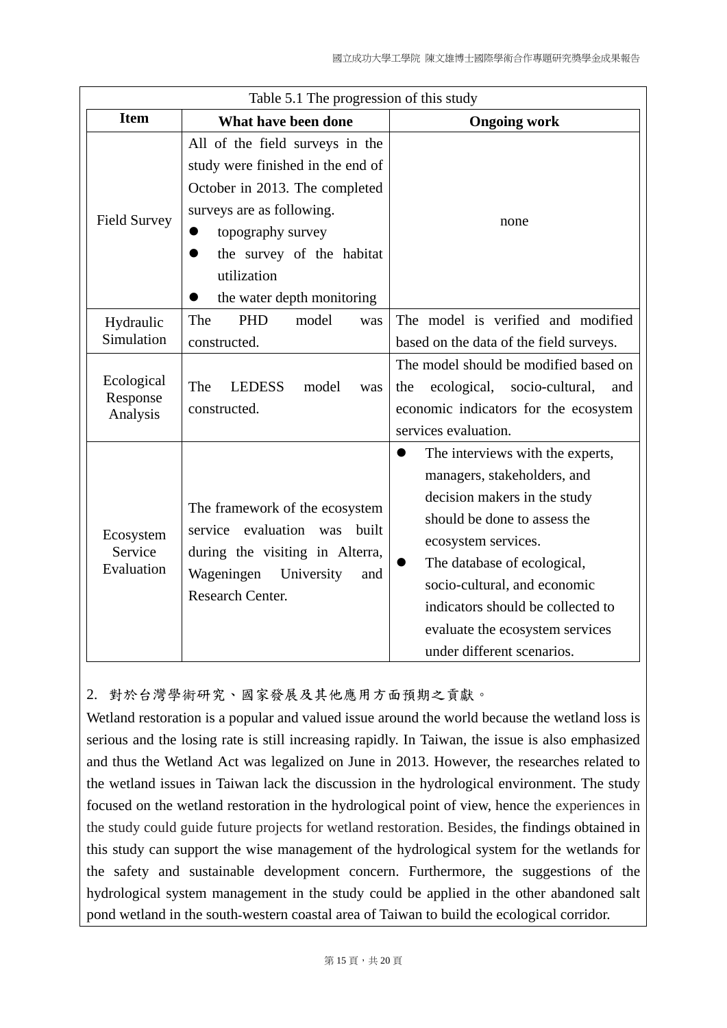Table 5.1 The progression of this study

| Item | What have been done | Ongoing work |
|---|---|---|
| Field Survey | All of the field surveys in the study were finished in the end of October in 2013. The completed surveys are as following.<br>● topography survey<br>● the survey of the habitat utilization<br>● the water depth monitoring | none |
| Hydraulic Simulation | The PHD model was constructed. | The model is verified and modified based on the data of the field surveys. |
| Ecological Response Analysis | The LEDESS model was constructed. | The model should be modified based on the ecological, socio-cultural, and economic indicators for the ecosystem services evaluation. |
| Ecosystem Service Evaluation | The framework of the ecosystem service evaluation was built during the visiting in Alterra, Wageningen University and Research Center. | ● The interviews with the experts, managers, stakeholders, and decision makers in the study should be done to assess the ecosystem services.<br>● The database of ecological, socio-cultural, and economic indicators should be collected to evaluate the ecosystem services under different scenarios. |

2. 對於台灣學術研究、國家發展及其他應用方面預期之貢獻。

Wetland restoration is a popular and valued issue around the world because the wetland loss is serious and the losing rate is still increasing rapidly. In Taiwan, the issue is also emphasized and thus the Wetland Act was legalized on June in 2013. However, the researches related to the wetland issues in Taiwan lack the discussion in the hydrological environment. The study focused on the wetland restoration in the hydrological point of view, hence the experiences in the study could guide future projects for wetland restoration. Besides, the findings obtained in this study can support the wise management of the hydrological system for the wetlands for the safety and sustainable development concern. Furthermore, the suggestions of the hydrological system management in the study could be applied in the other abandoned salt pond wetland in the south-western coastal area of Taiwan to build the ecological corridor.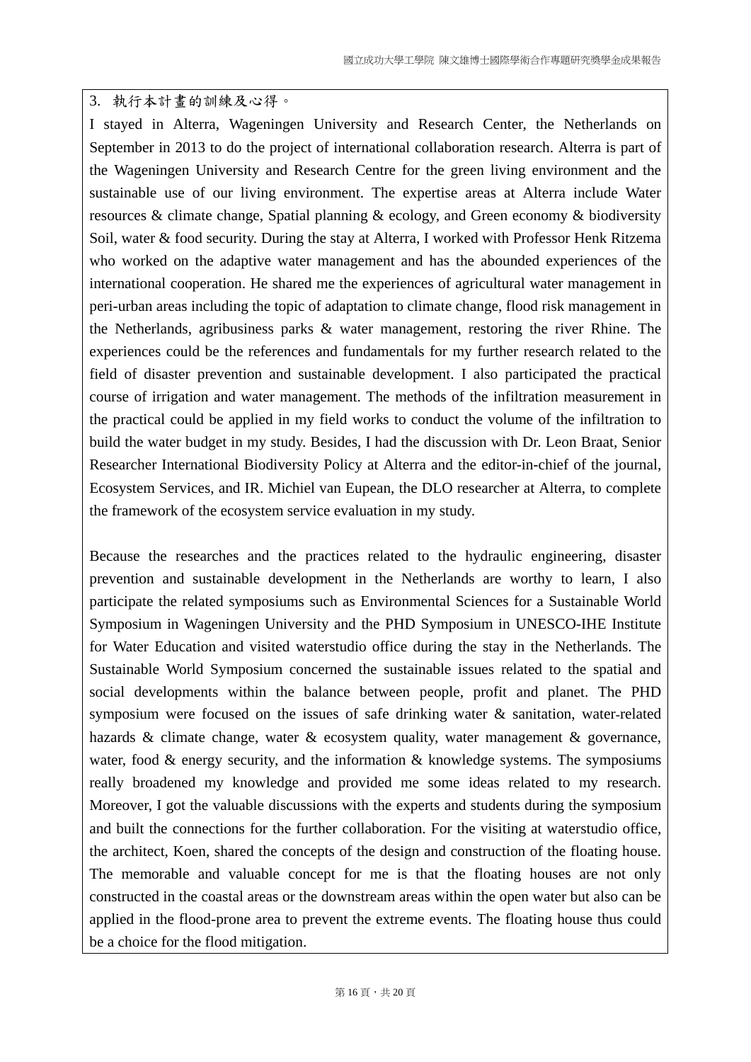3. 執行本計畫的訓練及心得。

I stayed in Alterra, Wageningen University and Research Center, the Netherlands on September in 2013 to do the project of international collaboration research. Alterra is part of the Wageningen University and Research Centre for the green living environment and the sustainable use of our living environment. The expertise areas at Alterra include Water resources & climate change, Spatial planning & ecology, and Green economy & biodiversity Soil, water & food security. During the stay at Alterra, I worked with Professor Henk Ritzema who worked on the adaptive water management and has the abounded experiences of the international cooperation. He shared me the experiences of agricultural water management in peri-urban areas including the topic of adaptation to climate change, flood risk management in the Netherlands, agribusiness parks & water management, restoring the river Rhine. The experiences could be the references and fundamentals for my further research related to the field of disaster prevention and sustainable development. I also participated the practical course of irrigation and water management. The methods of the infiltration measurement in the practical could be applied in my field works to conduct the volume of the infiltration to build the water budget in my study. Besides, I had the discussion with Dr. Leon Braat, Senior Researcher International Biodiversity Policy at Alterra and the editor-in-chief of the journal, Ecosystem Services, and IR. Michiel van Eupean, the DLO researcher at Alterra, to complete the framework of the ecosystem service evaluation in my study.

Because the researches and the practices related to the hydraulic engineering, disaster prevention and sustainable development in the Netherlands are worthy to learn, I also participate the related symposiums such as Environmental Sciences for a Sustainable World Symposium in Wageningen University and the PHD Symposium in UNESCO-IHE Institute for Water Education and visited waterstudio office during the stay in the Netherlands. The Sustainable World Symposium concerned the sustainable issues related to the spatial and social developments within the balance between people, profit and planet. The PHD symposium were focused on the issues of safe drinking water & sanitation, water-related hazards & climate change, water & ecosystem quality, water management & governance, water, food & energy security, and the information & knowledge systems. The symposiums really broadened my knowledge and provided me some ideas related to my research. Moreover, I got the valuable discussions with the experts and students during the symposium and built the connections for the further collaboration. For the visiting at waterstudio office, the architect, Koen, shared the concepts of the design and construction of the floating house. The memorable and valuable concept for me is that the floating houses are not only constructed in the coastal areas or the downstream areas within the open water but also can be applied in the flood-prone area to prevent the extreme events. The floating house thus could be a choice for the flood mitigation.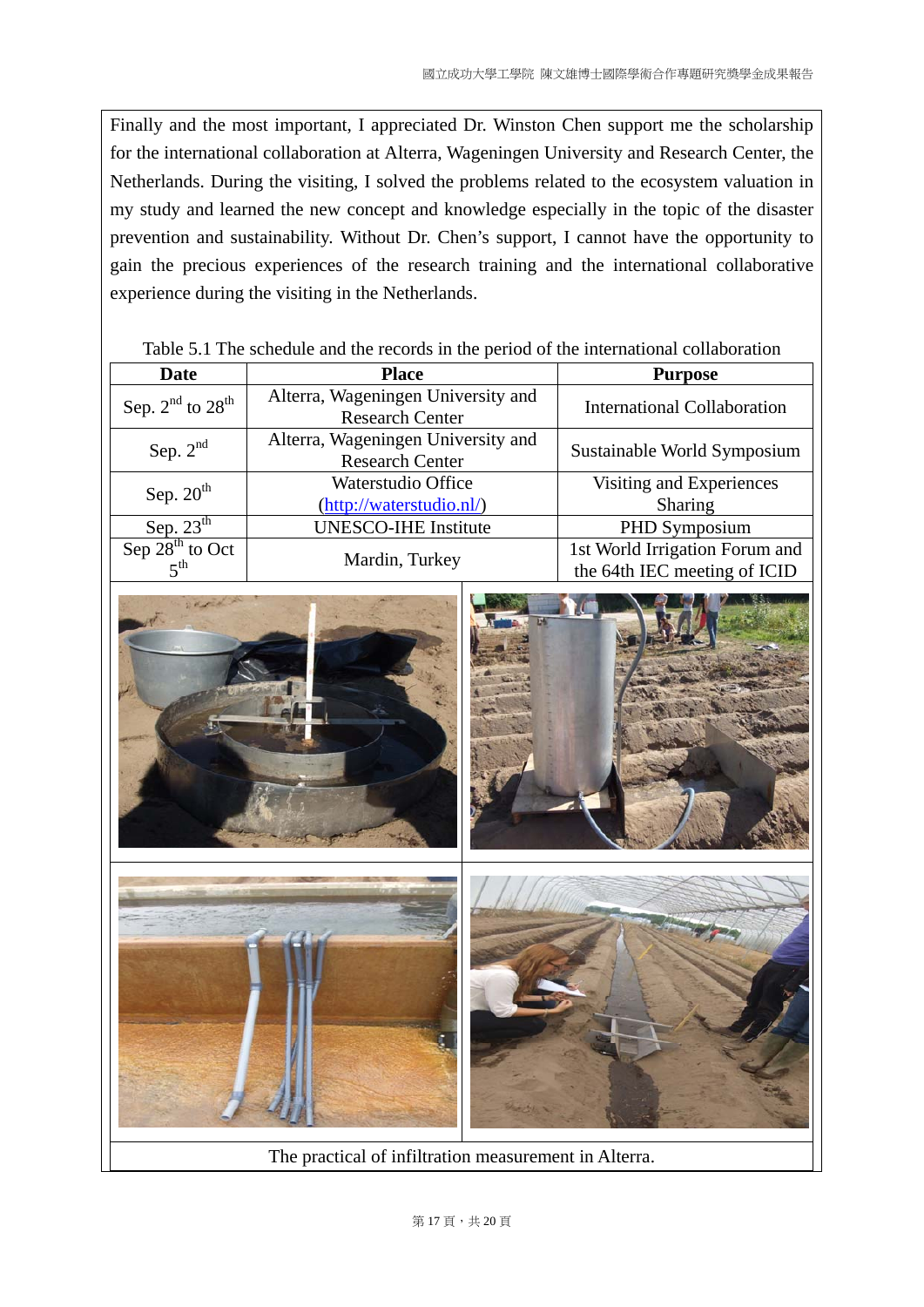Finally and the most important, I appreciated Dr. Winston Chen support me the scholarship for the international collaboration at Alterra, Wageningen University and Research Center, the Netherlands. During the visiting, I solved the problems related to the ecosystem valuation in my study and learned the new concept and knowledge especially in the topic of the disaster prevention and sustainability. Without Dr. Chen's support, I cannot have the opportunity to gain the precious experiences of the research training and the international collaborative experience during the visiting in the Netherlands.

Table 5.1 The schedule and the records in the period of the international collaboration

| Date | Place | Purpose |
|---|---|---|
| Sep. 2nd to 28th | Alterra, Wageningen University and Research Center | International Collaboration |
| Sep. 2nd | Alterra, Wageningen University and Research Center | Sustainable World Symposium |
| Sep. 20th | Waterstudio Office (http://waterstudio.nl/) | Visiting and Experiences Sharing |
| Sep. 23th | UNESCO-IHE Institute | PHD Symposium |
| Sep 28th to Oct 5th | Mardin, Turkey | 1st World Irrigation Forum and the 64th IEC meeting of ICID |

The practical of infiltration measurement in Alterra.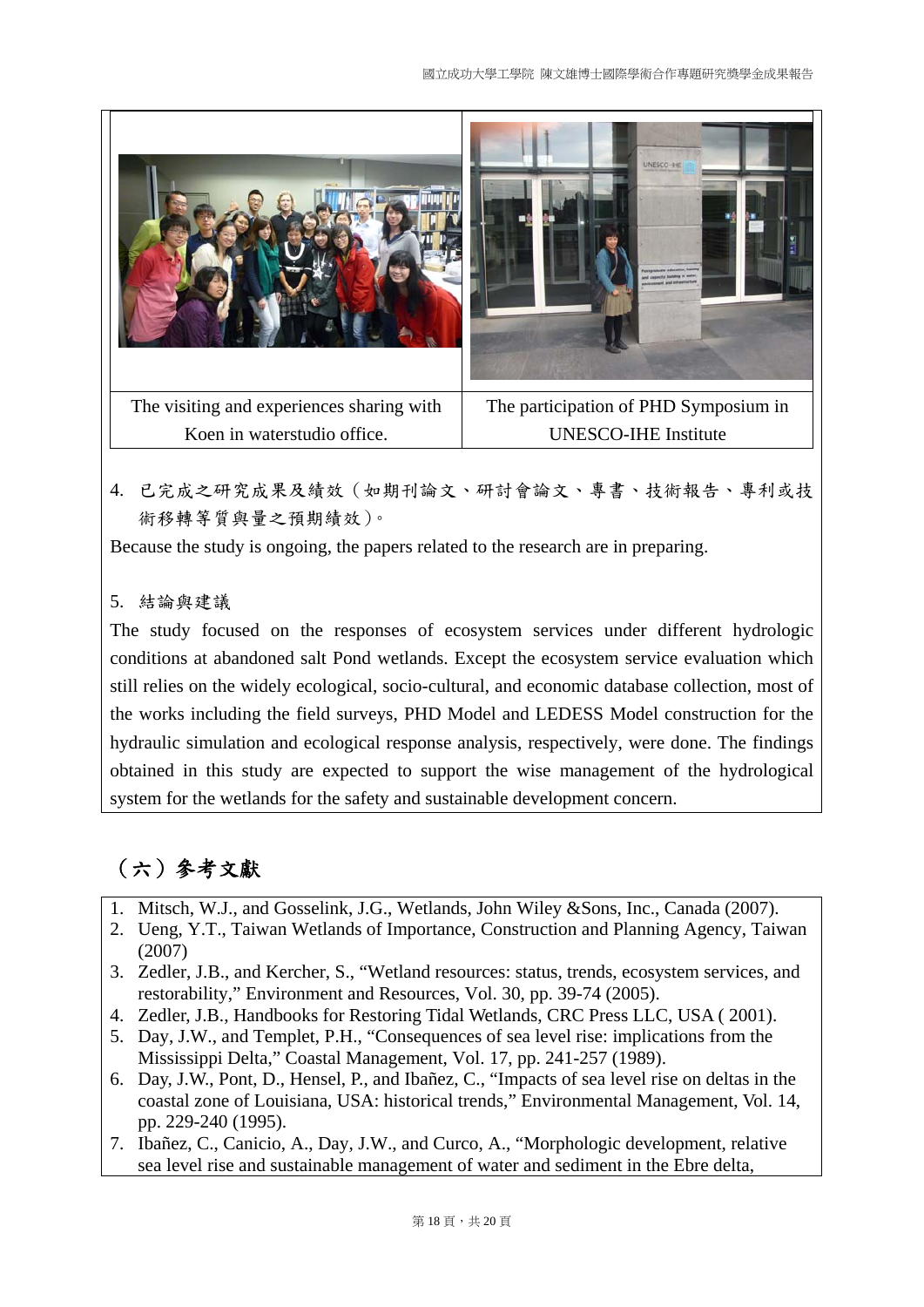| The visiting and experiences sharing with Koen in waterstudio office. | The participation of PHD Symposium in UNESCO-IHE Institute |
|---|---|

4. 已完成之研究成果及績效（如期刊論文、研討會論文、專書、技術報告、專利或技術移轉等質與量之預期績效）。

Because the study is ongoing, the papers related to the research are in preparing.

5. 結論與建議

The study focused on the responses of ecosystem services under different hydrologic conditions at abandoned salt Pond wetlands. Except the ecosystem service evaluation which still relies on the widely ecological, socio-cultural, and economic database collection, most of the works including the field surveys, PHD Model and LEDESS Model construction for the hydraulic simulation and ecological response analysis, respectively, were done. The findings obtained in this study are expected to support the wise management of the hydrological system for the wetlands for the safety and sustainable development concern.

## （六）參考文獻

1. Mitsch, W.J., and Gosselink, J.G., Wetlands, John Wiley &Sons, Inc., Canada (2007).
2. Ueng, Y.T., Taiwan Wetlands of Importance, Construction and Planning Agency, Taiwan (2007)
3. Zedler, J.B., and Kercher, S., "Wetland resources: status, trends, ecosystem services, and restorability," Environment and Resources, Vol. 30, pp. 39-74 (2005).
4. Zedler, J.B., Handbooks for Restoring Tidal Wetlands, CRC Press LLC, USA ( 2001).
5. Day, J.W., and Templet, P.H., "Consequences of sea level rise: implications from the Mississippi Delta," Coastal Management, Vol. 17, pp. 241-257 (1989).
6. Day, J.W., Pont, D., Hensel, P., and Ibañez, C., "Impacts of sea level rise on deltas in the coastal zone of Louisiana, USA: historical trends," Environmental Management, Vol. 14, pp. 229-240 (1995).
7. Ibañez, C., Canicio, A., Day, J.W., and Curco, A., "Morphologic development, relative sea level rise and sustainable management of water and sediment in the Ebre delta,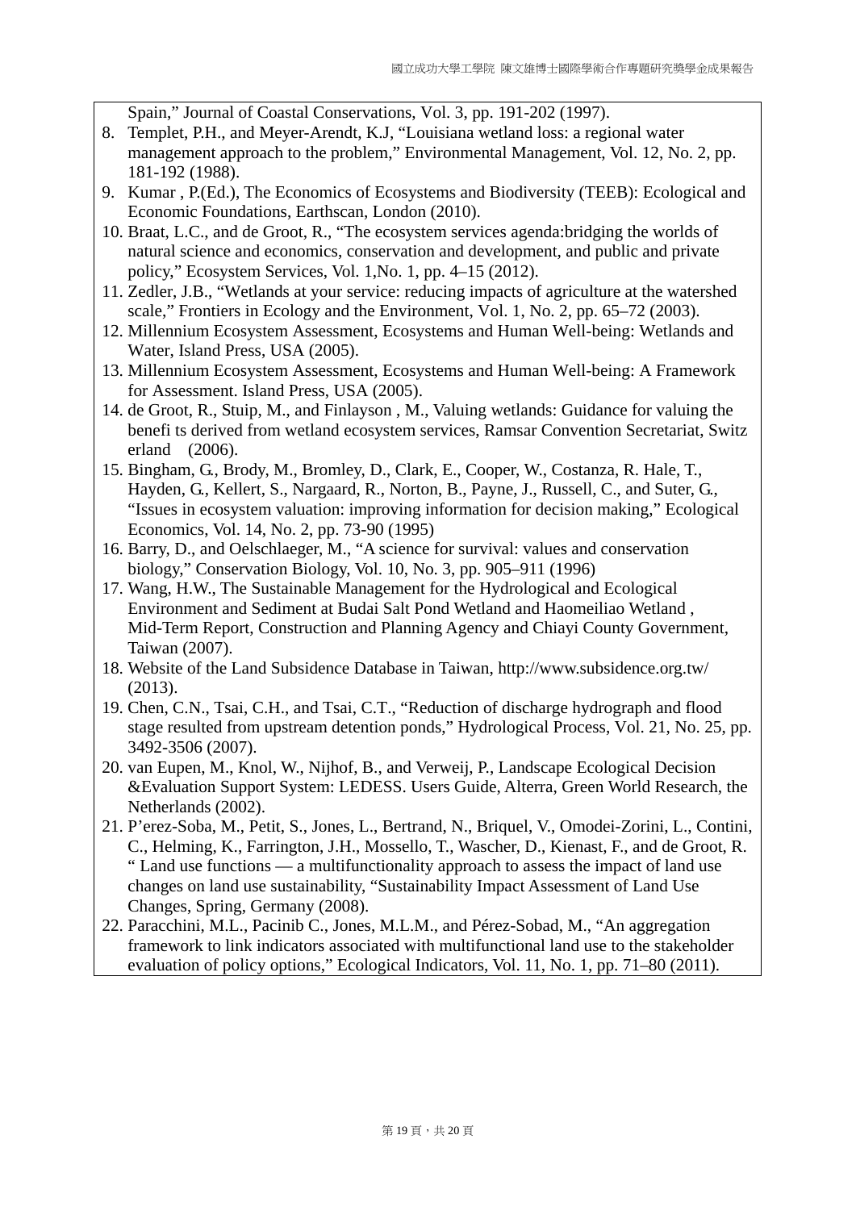Spain," Journal of Coastal Conservations, Vol. 3, pp. 191-202 (1997).

8. Templet, P.H., and Meyer-Arendt, K.J, "Louisiana wetland loss: a regional water management approach to the problem," Environmental Management, Vol. 12, No. 2, pp. 181-192 (1988).
9. Kumar , P.(Ed.), The Economics of Ecosystems and Biodiversity (TEEB): Ecological and Economic Foundations, Earthscan, London (2010).
10. Braat, L.C., and de Groot, R., "The ecosystem services agenda:bridging the worlds of natural science and economics, conservation and development, and public and private policy," Ecosystem Services, Vol. 1,No. 1, pp. 4–15 (2012).
11. Zedler, J.B., "Wetlands at your service: reducing impacts of agriculture at the watershed scale," Frontiers in Ecology and the Environment, Vol. 1, No. 2, pp. 65–72 (2003).
12. Millennium Ecosystem Assessment, Ecosystems and Human Well-being: Wetlands and Water, Island Press, USA (2005).
13. Millennium Ecosystem Assessment, Ecosystems and Human Well-being: A Framework for Assessment. Island Press, USA (2005).
14. de Groot, R., Stuip, M., and Finlayson , M., Valuing wetlands: Guidance for valuing the benefi ts derived from wetland ecosystem services, Ramsar Convention Secretariat, Switz erland (2006).
15. Bingham, G., Brody, M., Bromley, D., Clark, E., Cooper, W., Costanza, R. Hale, T., Hayden, G., Kellert, S., Nargaard, R., Norton, B., Payne, J., Russell, C., and Suter, G., "Issues in ecosystem valuation: improving information for decision making," Ecological Economics, Vol. 14, No. 2, pp. 73-90 (1995)
16. Barry, D., and Oelschlaeger, M., "A science for survival: values and conservation biology," Conservation Biology, Vol. 10, No. 3, pp. 905–911 (1996)
17. Wang, H.W., The Sustainable Management for the Hydrological and Ecological Environment and Sediment at Budai Salt Pond Wetland and Haomeiliao Wetland , Mid-Term Report, Construction and Planning Agency and Chiayi County Government, Taiwan (2007).
18. Website of the Land Subsidence Database in Taiwan, http://www.subsidence.org.tw/ (2013).
19. Chen, C.N., Tsai, C.H., and Tsai, C.T., "Reduction of discharge hydrograph and flood stage resulted from upstream detention ponds," Hydrological Process, Vol. 21, No. 25, pp. 3492-3506 (2007).
20. van Eupen, M., Knol, W., Nijhof, B., and Verweij, P., Landscape Ecological Decision &Evaluation Support System: LEDESS. Users Guide, Alterra, Green World Research, the Netherlands (2002).
21. P'erez-Soba, M., Petit, S., Jones, L., Bertrand, N., Briquel, V., Omodei-Zorini, L., Contini, C., Helming, K., Farrington, J.H., Mossello, T., Wascher, D., Kienast, F., and de Groot, R. " Land use functions — a multifunctionality approach to assess the impact of land use changes on land use sustainability, "Sustainability Impact Assessment of Land Use Changes, Spring, Germany (2008).
22. Paracchini, M.L., Pacinib C., Jones, M.L.M., and Pérez-Sobad, M., "An aggregation framework to link indicators associated with multifunctional land use to the stakeholder evaluation of policy options," Ecological Indicators, Vol. 11, No. 1, pp. 71–80 (2011).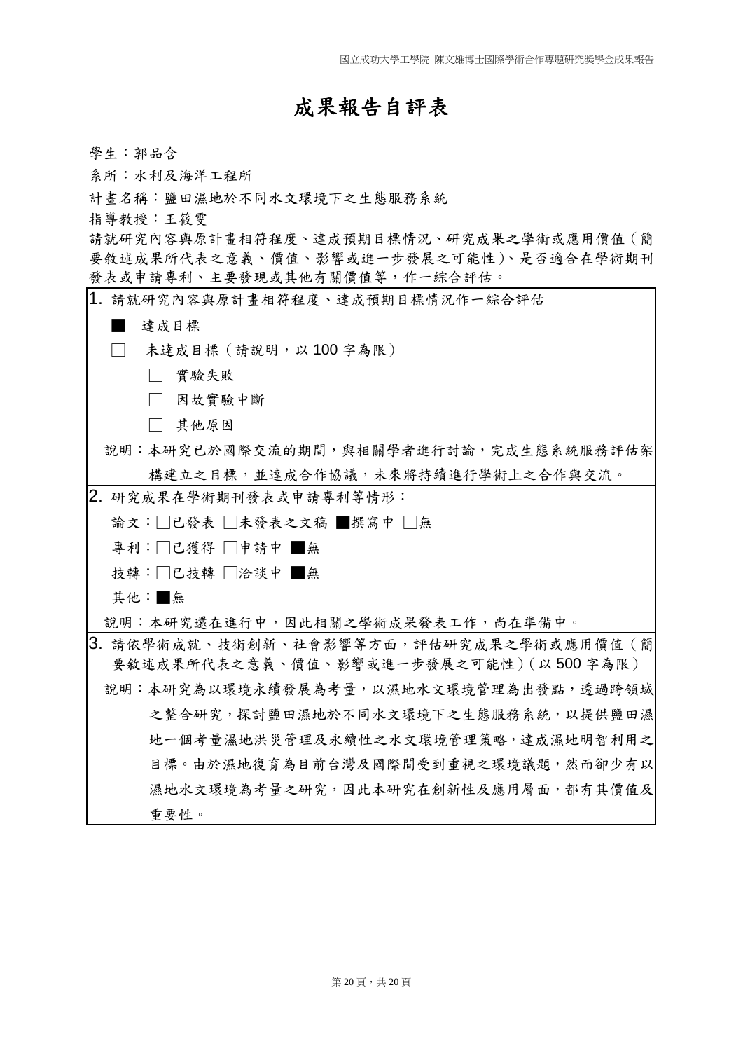# 成果報告自評表

學生：郭品含

系所：水利及海洋工程所

計畫名稱：鹽田濕地於不同水文環境下之生態服務系統

指導教授：王筱雯

請就研究內容與原計畫相符程度、達成預期目標情況、研究成果之學術或應用價值（簡要敘述成果所代表之意義、價值、影響或進一步發展之可能性）、是否適合在學術期刊發表或申請專利、主要發現或其他有關價值等，作一綜合評估。

1. 請就研究內容與原計畫相符程度、達成預期目標情況作一綜合評估

■ 達成目標

□ 未達成目標（請說明，以 100 字為限）

□ 實驗失敗

□ 因故實驗中斷

□ 其他原因

說明：本研究已於國際交流的期間，與相關學者進行討論，完成生態系統服務評估架構建立之目標，並達成合作協議，未來將持續進行學術上之合作與交流。

2. 研究成果在學術期刊發表或申請專利等情形：

論文：□已發表 □未發表之文稿 ■撰寫中 □無

專利：□已獲得 □申請中 ■無

技轉：□已技轉 □洽談中 ■無

其他：■無

說明：本研究還在進行中，因此相關之學術成果發表工作，尚在準備中。

3. 請依學術成就、技術創新、社會影響等方面，評估研究成果之學術或應用價值（簡要敘述成果所代表之意義、價值、影響或進一步發展之可能性）（以 500 字為限）

說明：本研究為以環境永續發展為考量，以濕地水文環境管理為出發點，透過跨領域之整合研究，探討鹽田濕地於不同水文環境下之生態服務系統，以提供鹽田濕地一個考量濕地洪災管理及永續性之水文環境管理策略，達成濕地明智利用之目標。由於濕地復育為目前台灣及國際間受到重視之環境議題，然而卻少有以濕地水文環境為考量之研究，因此本研究在創新性及應用層面，都有其價值及重要性。